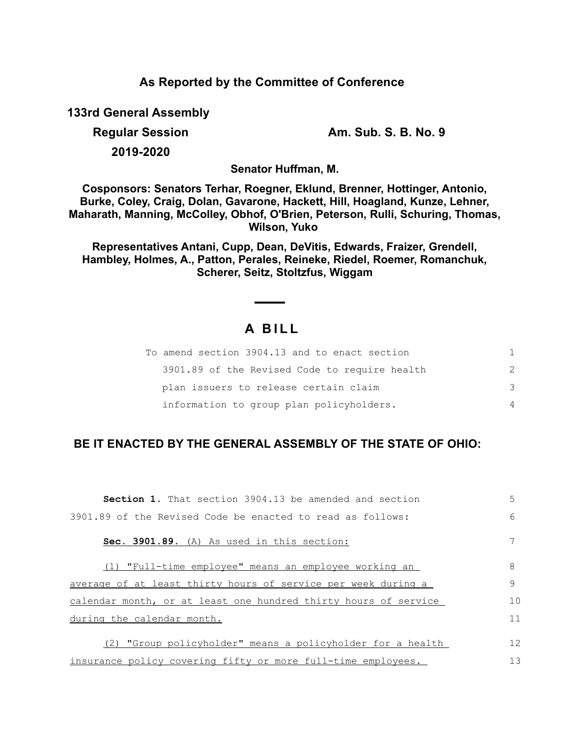**As Reported by the Committee of Conference**

**133rd General Assembly**

**Regular Session** **Am. Sub. S. B. No. 9**

**2019-2020**

**Senator Huffman, M.**

**Cosponsors: Senators Terhar, Roegner, Eklund, Brenner, Hottinger, Antonio, Burke, Coley, Craig, Dolan, Gavarone, Hackett, Hill, Hoagland, Kunze, Lehner, Maharath, Manning, McColley, Obhof, O'Brien, Peterson, Rulli, Schuring, Thomas, Wilson, Yuko**

**Representatives Antani, Cupp, Dean, DeVitis, Edwards, Fraizer, Grendell, Hambley, Holmes, A., Patton, Perales, Reineke, Riedel, Roemer, Romanchuk, Scherer, Seitz, Stoltzfus, Wiggam**

# A BILL

To amend section 3904.13 and to enact section 3901.89 of the Revised Code to require health plan issuers to release certain claim information to group plan policyholders.

## BE IT ENACTED BY THE GENERAL ASSEMBLY OF THE STATE OF OHIO:

**Section 1.** That section 3904.13 be amended and section 3901.89 of the Revised Code be enacted to read as follows:

**Sec. 3901.89.** (A) As used in this section:

(1) "Full-time employee" means an employee working an average of at least thirty hours of service per week during a calendar month, or at least one hundred thirty hours of service during the calendar month.

(2) "Group policyholder" means a policyholder for a health insurance policy covering fifty or more full-time employees.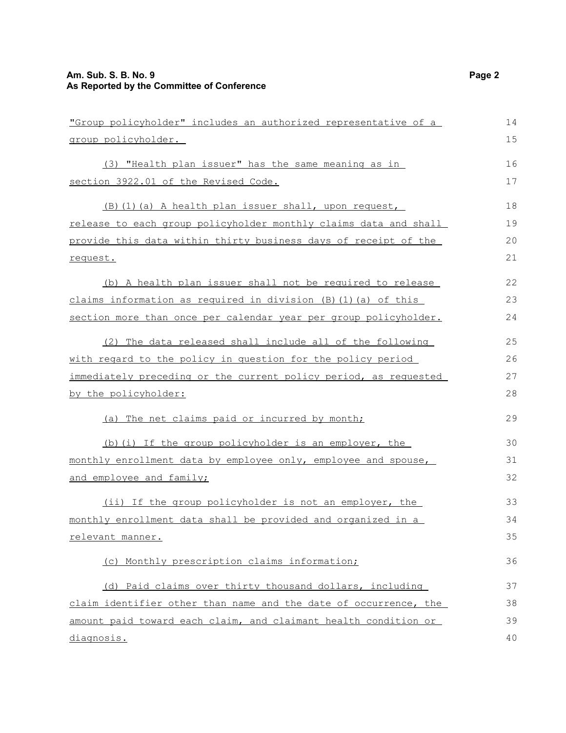"Group policyholder" includes an authorized representative of a group policyholder.

(3) "Health plan issuer" has the same meaning as in section 3922.01 of the Revised Code.

(B)(1)(a) A health plan issuer shall, upon request, release to each group policyholder monthly claims data and shall provide this data within thirty business days of receipt of the request.

(b) A health plan issuer shall not be required to release claims information as required in division (B)(1)(a) of this section more than once per calendar year per group policyholder.

(2) The data released shall include all of the following with regard to the policy in question for the policy period immediately preceding or the current policy period, as requested by the policyholder:

(a) The net claims paid or incurred by month;

(b)(i) If the group policyholder is an employer, the monthly enrollment data by employee only, employee and spouse, and employee and family;

(ii) If the group policyholder is not an employer, the monthly enrollment data shall be provided and organized in a relevant manner.

(c) Monthly prescription claims information;

(d) Paid claims over thirty thousand dollars, including claim identifier other than name and the date of occurrence, the amount paid toward each claim, and claimant health condition or diagnosis.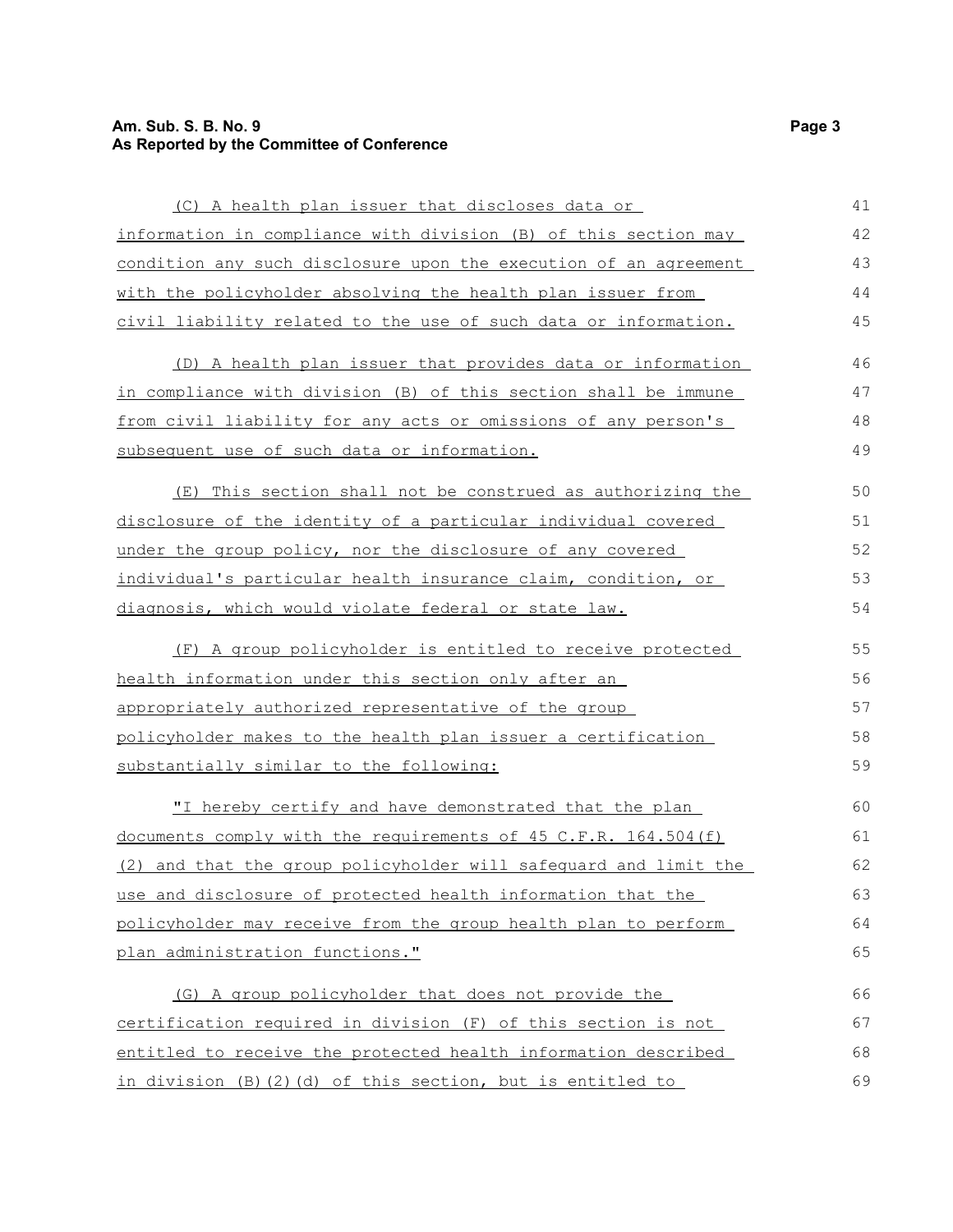(C) A health plan issuer that discloses data or information in compliance with division (B) of this section may condition any such disclosure upon the execution of an agreement with the policyholder absolving the health plan issuer from civil liability related to the use of such data or information.

(D) A health plan issuer that provides data or information in compliance with division (B) of this section shall be immune from civil liability for any acts or omissions of any person's subsequent use of such data or information.

(E) This section shall not be construed as authorizing the disclosure of the identity of a particular individual covered under the group policy, nor the disclosure of any covered individual's particular health insurance claim, condition, or diagnosis, which would violate federal or state law.

(F) A group policyholder is entitled to receive protected health information under this section only after an appropriately authorized representative of the group policyholder makes to the health plan issuer a certification substantially similar to the following:

"I hereby certify and have demonstrated that the plan documents comply with the requirements of 45 C.F.R. 164.504(f)(2) and that the group policyholder will safeguard and limit the use and disclosure of protected health information that the policyholder may receive from the group health plan to perform plan administration functions."

(G) A group policyholder that does not provide the certification required in division (F) of this section is not entitled to receive the protected health information described in division (B)(2)(d) of this section, but is entitled to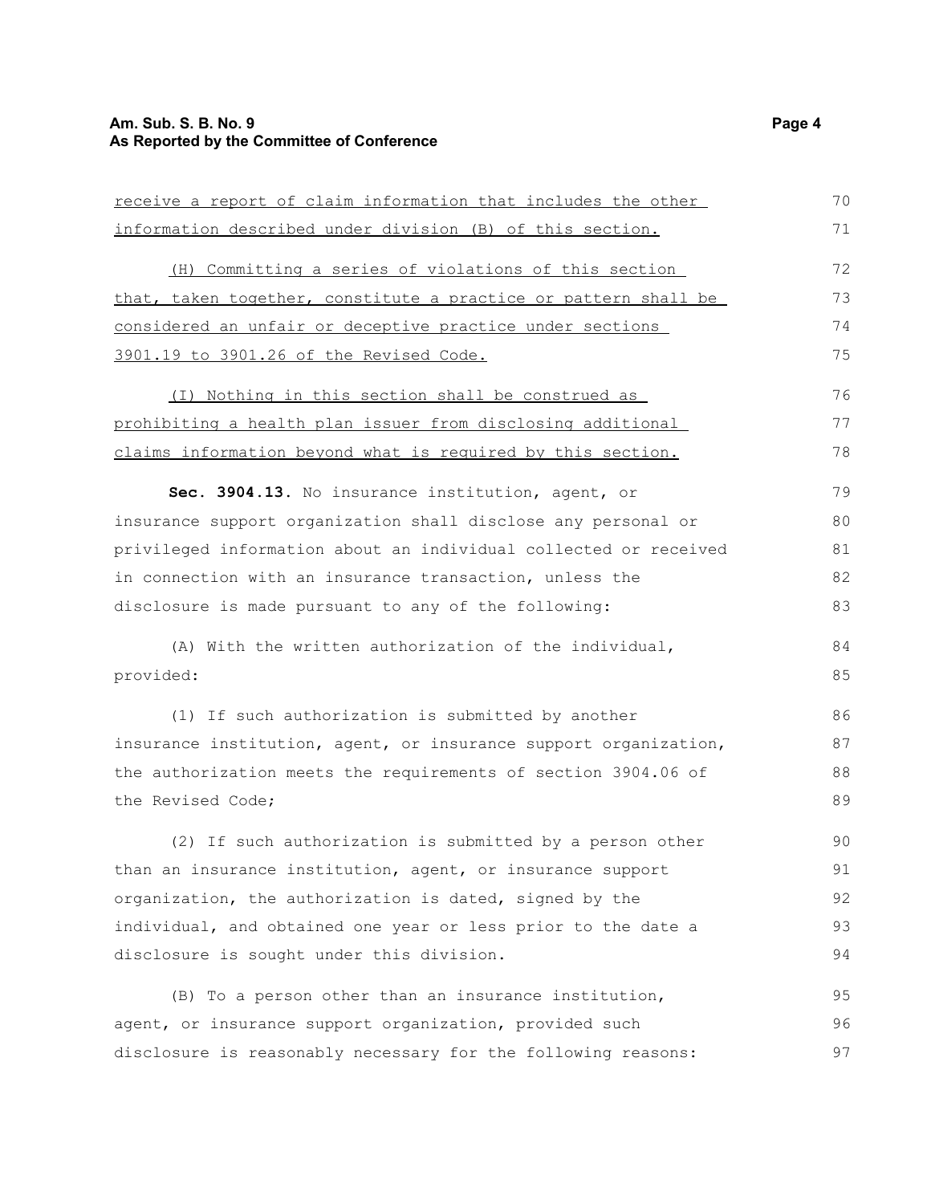receive a report of claim information that includes the other information described under division (B) of this section.

(H) Committing a series of violations of this section that, taken together, constitute a practice or pattern shall be considered an unfair or deceptive practice under sections 3901.19 to 3901.26 of the Revised Code.

(I) Nothing in this section shall be construed as prohibiting a health plan issuer from disclosing additional claims information beyond what is required by this section.

**Sec. 3904.13.** No insurance institution, agent, or insurance support organization shall disclose any personal or privileged information about an individual collected or received in connection with an insurance transaction, unless the disclosure is made pursuant to any of the following:

(A) With the written authorization of the individual, provided:

(1) If such authorization is submitted by another insurance institution, agent, or insurance support organization, the authorization meets the requirements of section 3904.06 of the Revised Code;

(2) If such authorization is submitted by a person other than an insurance institution, agent, or insurance support organization, the authorization is dated, signed by the individual, and obtained one year or less prior to the date a disclosure is sought under this division.

(B) To a person other than an insurance institution, agent, or insurance support organization, provided such disclosure is reasonably necessary for the following reasons: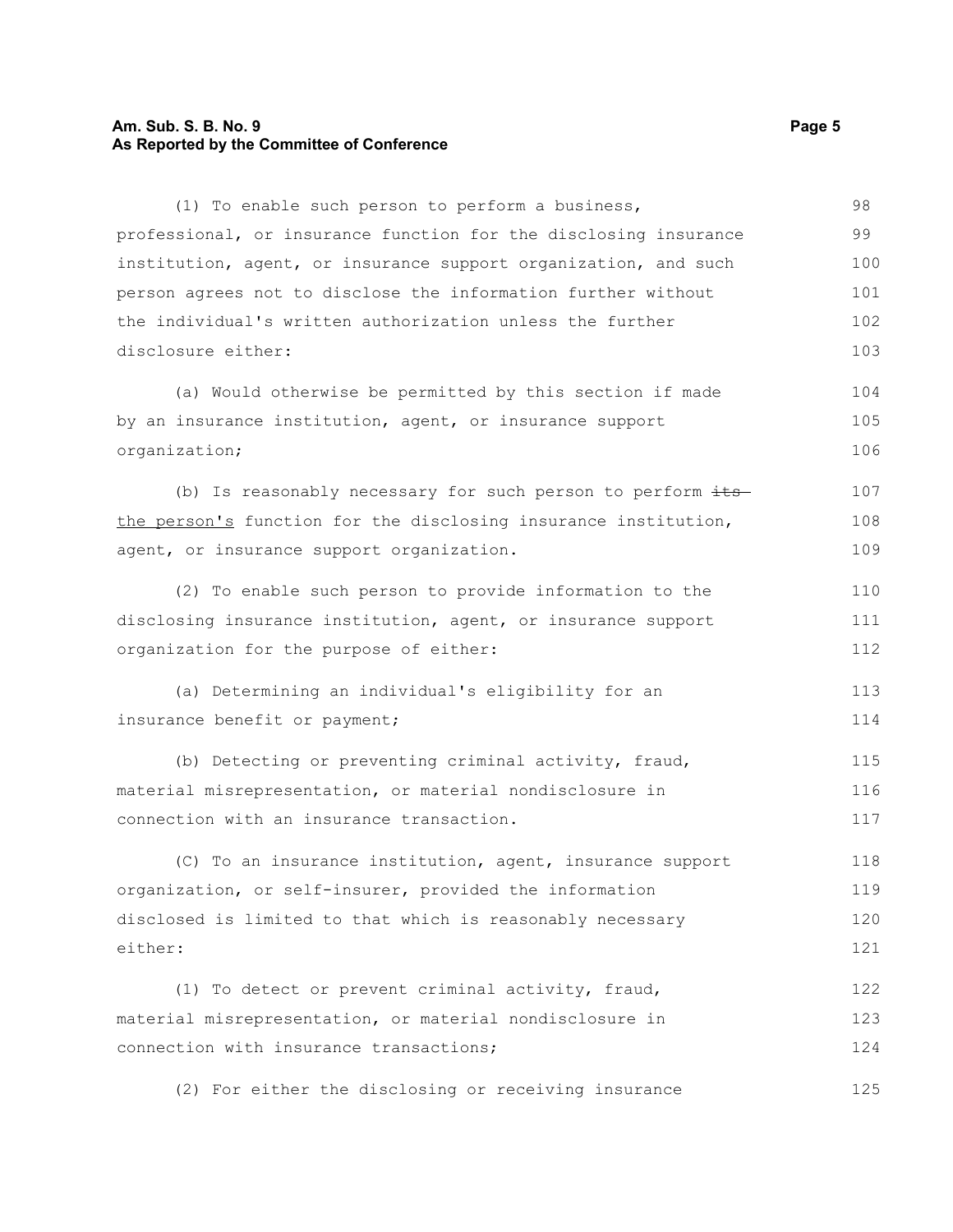(1) To enable such person to perform a business, professional, or insurance function for the disclosing insurance institution, agent, or insurance support organization, and such person agrees not to disclose the information further without the individual's written authorization unless the further disclosure either:

(a) Would otherwise be permitted by this section if made by an insurance institution, agent, or insurance support organization;

(b) Is reasonably necessary for such person to perform ~~its~~ the person's function for the disclosing insurance institution, agent, or insurance support organization.

(2) To enable such person to provide information to the disclosing insurance institution, agent, or insurance support organization for the purpose of either:

(a) Determining an individual's eligibility for an insurance benefit or payment;

(b) Detecting or preventing criminal activity, fraud, material misrepresentation, or material nondisclosure in connection with an insurance transaction.

(C) To an insurance institution, agent, insurance support organization, or self-insurer, provided the information disclosed is limited to that which is reasonably necessary either:

(1) To detect or prevent criminal activity, fraud, material misrepresentation, or material nondisclosure in connection with insurance transactions;

(2) For either the disclosing or receiving insurance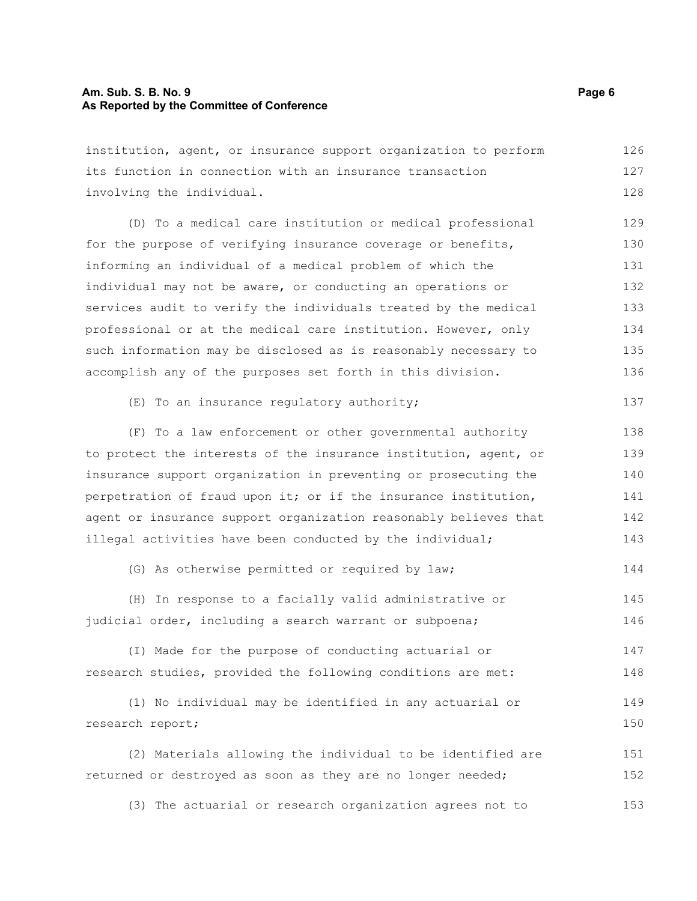institution, agent, or insurance support organization to perform its function in connection with an insurance transaction involving the individual.

(D) To a medical care institution or medical professional for the purpose of verifying insurance coverage or benefits, informing an individual of a medical problem of which the individual may not be aware, or conducting an operations or services audit to verify the individuals treated by the medical professional or at the medical care institution. However, only such information may be disclosed as is reasonably necessary to accomplish any of the purposes set forth in this division.

(E) To an insurance regulatory authority;

(F) To a law enforcement or other governmental authority to protect the interests of the insurance institution, agent, or insurance support organization in preventing or prosecuting the perpetration of fraud upon it; or if the insurance institution, agent or insurance support organization reasonably believes that illegal activities have been conducted by the individual;

(G) As otherwise permitted or required by law;

(H) In response to a facially valid administrative or judicial order, including a search warrant or subpoena;

(I) Made for the purpose of conducting actuarial or research studies, provided the following conditions are met:

(1) No individual may be identified in any actuarial or research report;

(2) Materials allowing the individual to be identified are returned or destroyed as soon as they are no longer needed;

(3) The actuarial or research organization agrees not to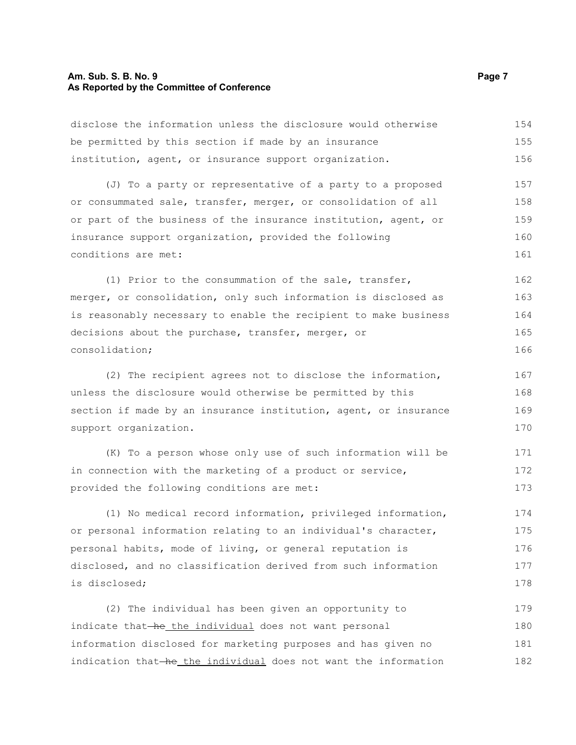disclose the information unless the disclosure would otherwise be permitted by this section if made by an insurance institution, agent, or insurance support organization.

(J) To a party or representative of a party to a proposed or consummated sale, transfer, merger, or consolidation of all or part of the business of the insurance institution, agent, or insurance support organization, provided the following conditions are met:

(1) Prior to the consummation of the sale, transfer, merger, or consolidation, only such information is disclosed as is reasonably necessary to enable the recipient to make business decisions about the purchase, transfer, merger, or consolidation;

(2) The recipient agrees not to disclose the information, unless the disclosure would otherwise be permitted by this section if made by an insurance institution, agent, or insurance support organization.

(K) To a person whose only use of such information will be in connection with the marketing of a product or service, provided the following conditions are met:

(1) No medical record information, privileged information, or personal information relating to an individual's character, personal habits, mode of living, or general reputation is disclosed, and no classification derived from such information is disclosed;

(2) The individual has been given an opportunity to indicate that ~~he~~ <u>the individual</u> does not want personal information disclosed for marketing purposes and has given no indication that ~~he~~ <u>the individual</u> does not want the information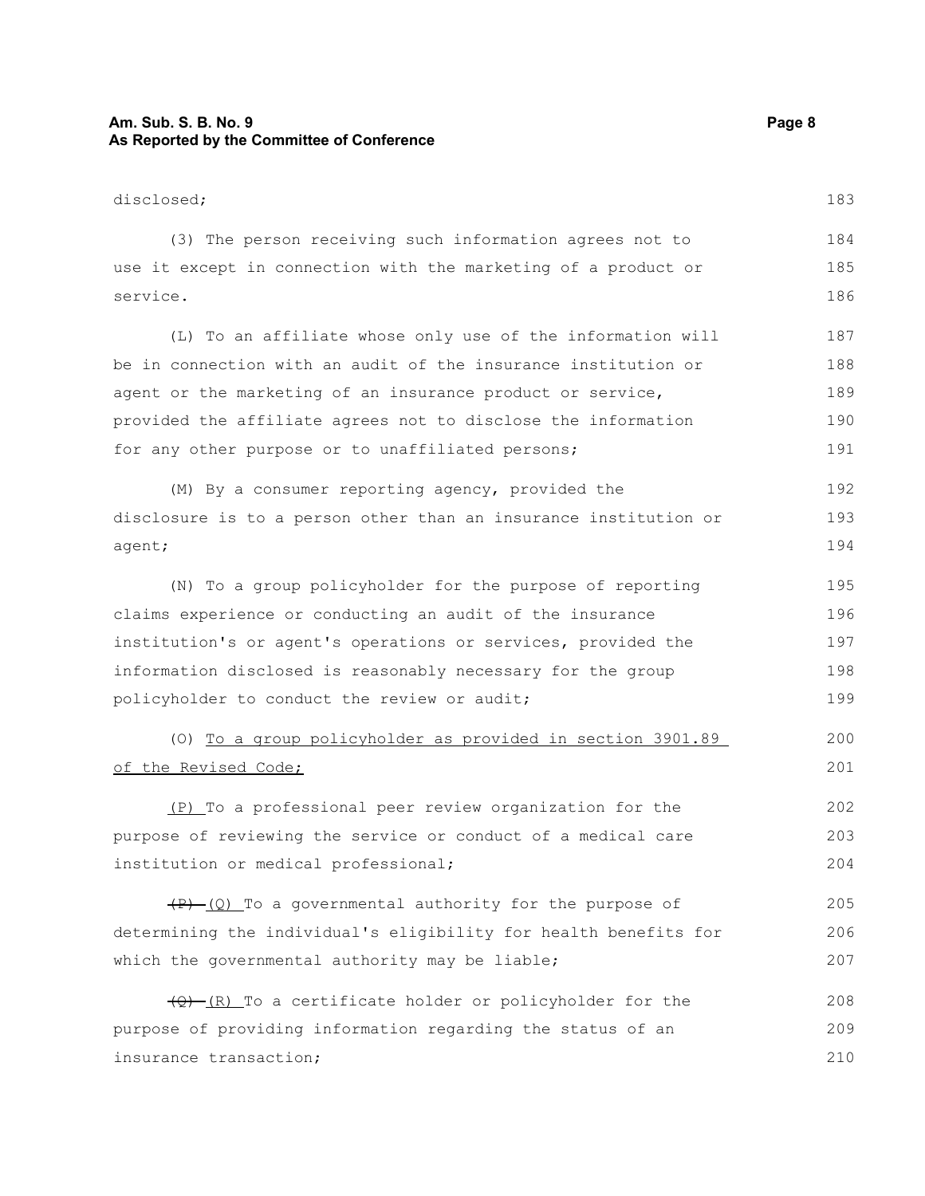disclosed;

(3) The person receiving such information agrees not to use it except in connection with the marketing of a product or service.

(L) To an affiliate whose only use of the information will be in connection with an audit of the insurance institution or agent or the marketing of an insurance product or service, provided the affiliate agrees not to disclose the information for any other purpose or to unaffiliated persons;

(M) By a consumer reporting agency, provided the disclosure is to a person other than an insurance institution or agent;

(N) To a group policyholder for the purpose of reporting claims experience or conducting an audit of the insurance institution's or agent's operations or services, provided the information disclosed is reasonably necessary for the group policyholder to conduct the review or audit;

(O) <u>To a group policyholder as provided in section 3901.89 of the Revised Code;</u>

<u>(P)</u> To a professional peer review organization for the purpose of reviewing the service or conduct of a medical care institution or medical professional;

~~(P)~~ <u>(Q)</u> To a governmental authority for the purpose of determining the individual's eligibility for health benefits for which the governmental authority may be liable;

~~(Q)~~ <u>(R)</u> To a certificate holder or policyholder for the purpose of providing information regarding the status of an insurance transaction;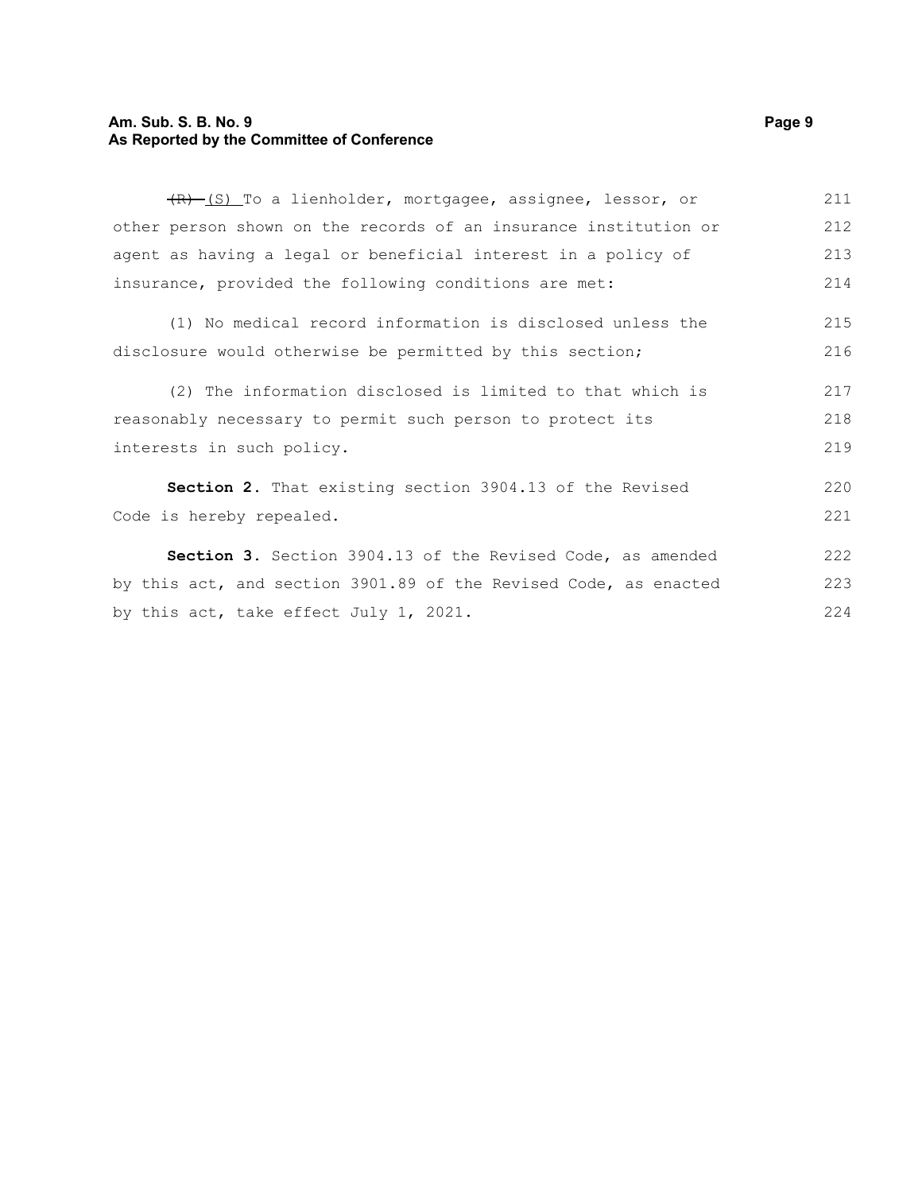~~(R)~~ (S) To a lienholder, mortgagee, assignee, lessor, or other person shown on the records of an insurance institution or agent as having a legal or beneficial interest in a policy of insurance, provided the following conditions are met:

(1) No medical record information is disclosed unless the disclosure would otherwise be permitted by this section;

(2) The information disclosed is limited to that which is reasonably necessary to permit such person to protect its interests in such policy.

**Section 2.** That existing section 3904.13 of the Revised Code is hereby repealed.

**Section 3.** Section 3904.13 of the Revised Code, as amended by this act, and section 3901.89 of the Revised Code, as enacted by this act, take effect July 1, 2021.